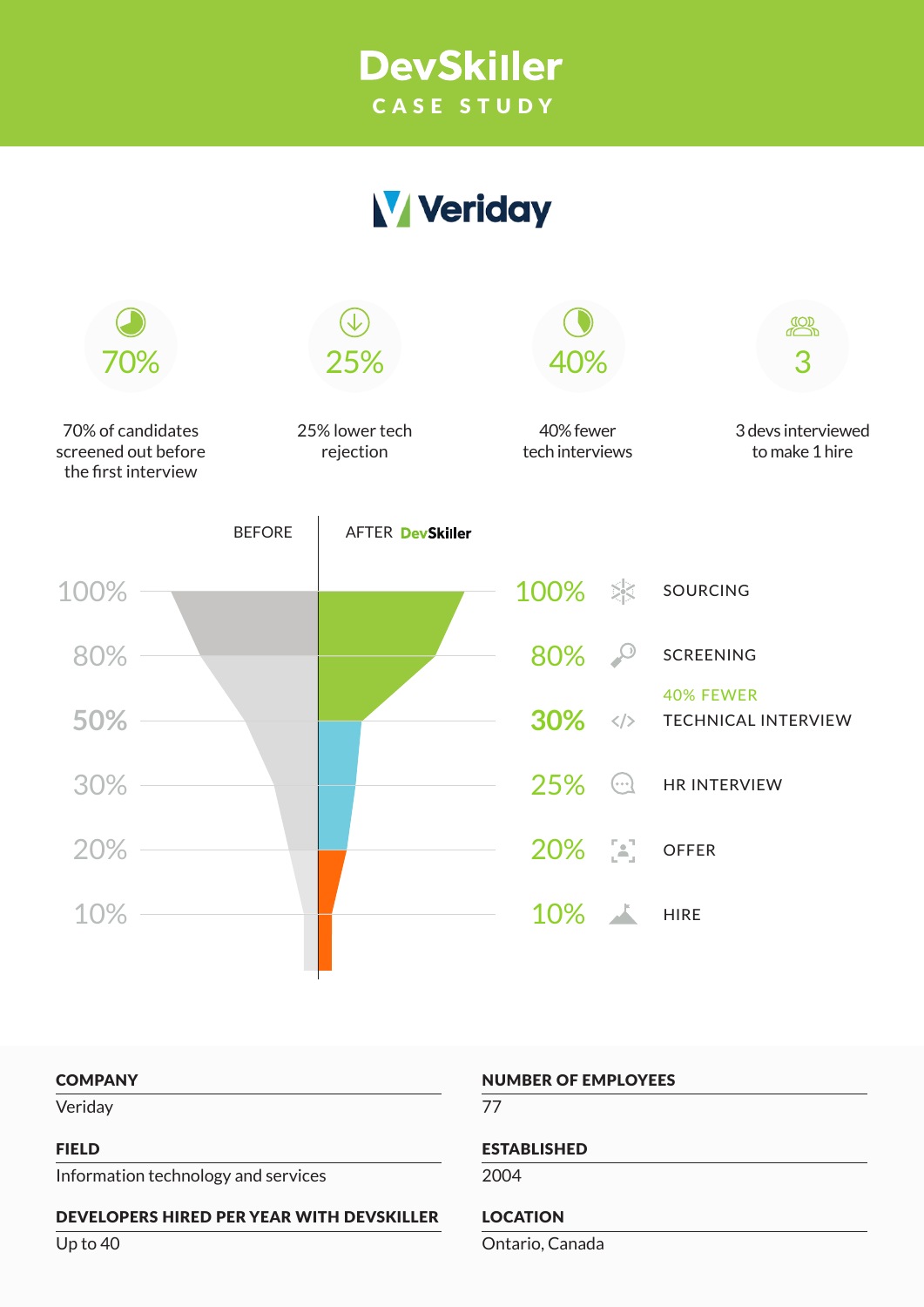# DevSkiller

## CASE STUDY

# Veriday

**70%**
70% of candidates screened out before the first interview

**25%**
25% lower tech rejection

**40%**
40% fewer tech interviews

**3**
3 devs interviewed to make 1 hire

BEFORE | AFTER DevSkiller

| | |
|---|---|
| 100% | SOURCING |
| 80% | SCREENING |
| 30% | 40% FEWER TECHNICAL INTERVIEW |
| 25% | HR INTERVIEW |
| 20% | OFFER |
| 10% | HIRE |

| | |
|---|---|
| **COMPANY** | **NUMBER OF EMPLOYEES** |
| Veriday | 77 |
| **FIELD** | **ESTABLISHED** |
| Information technology and services | 2004 |
| **DEVELOPERS HIRED PER YEAR WITH DEVSKILLER** | **LOCATION** |
| Up to 40 | Ontario, Canada |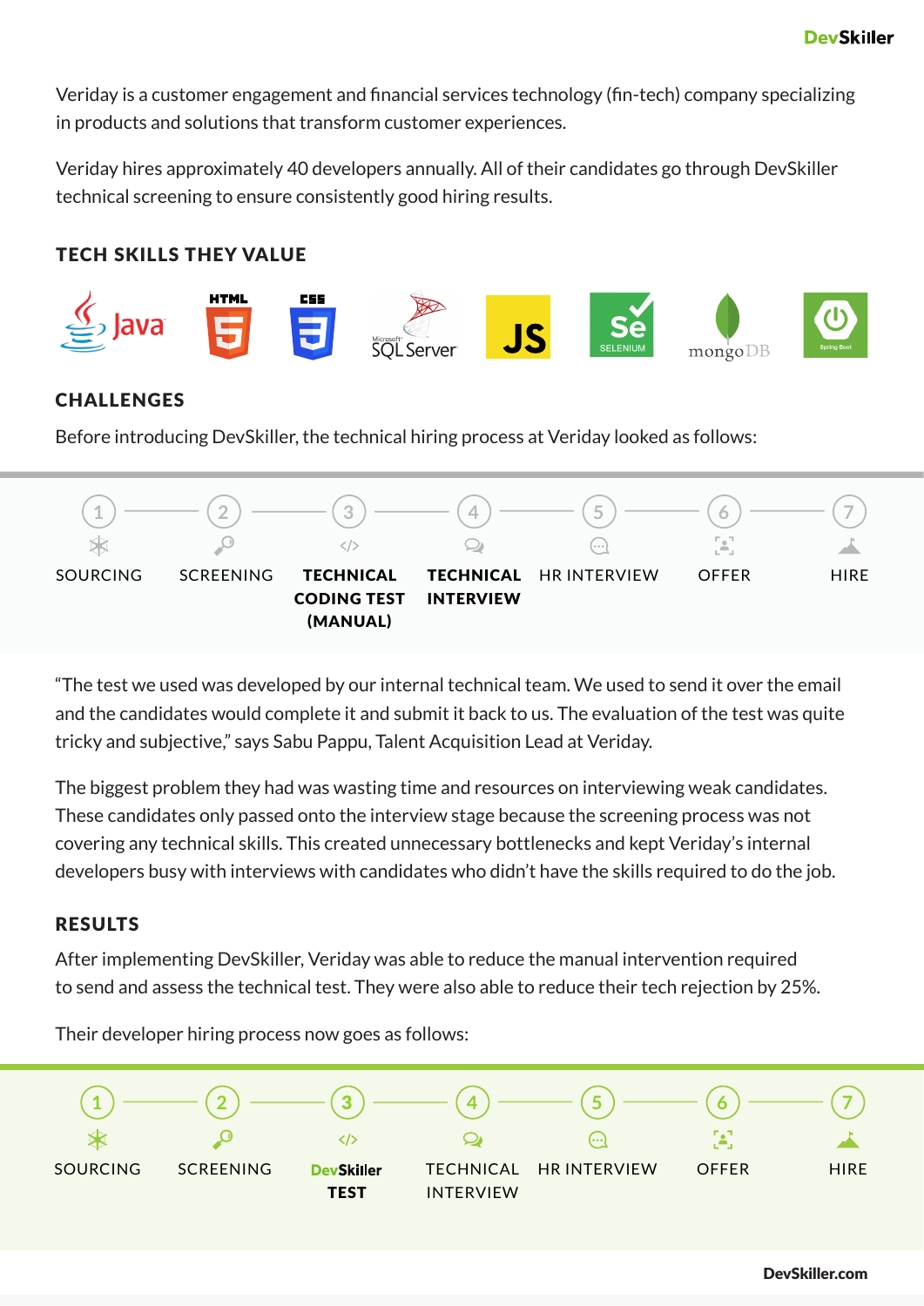Veriday is a customer engagement and financial services technology (fin-tech) company specializing in products and solutions that transform customer experiences.

Veriday hires approximately 40 developers annually. All of their candidates go through DevSkiller technical screening to ensure consistently good hiring results.

## TECH SKILLS THEY VALUE

Java, HTML, CSS, SQL Server, JS, Selenium, mongoDB, Spring Boot

## CHALLENGES

Before introducing DevSkiller, the technical hiring process at Veriday looked as follows:

1. SOURCING
2. SCREENING
3. **TECHNICAL CODING TEST (MANUAL)**
4. **TECHNICAL INTERVIEW**
5. HR INTERVIEW
6. OFFER
7. HIRE

"The test we used was developed by our internal technical team. We used to send it over the email and the candidates would complete it and submit it back to us. The evaluation of the test was quite tricky and subjective," says Sabu Pappu, Talent Acquisition Lead at Veriday.

The biggest problem they had was wasting time and resources on interviewing weak candidates. These candidates only passed onto the interview stage because the screening process was not covering any technical skills. This created unnecessary bottlenecks and kept Veriday's internal developers busy with interviews with candidates who didn't have the skills required to do the job.

## RESULTS

After implementing DevSkiller, Veriday was able to reduce the manual intervention required to send and assess the technical test. They were also able to reduce their tech rejection by 25%.

Their developer hiring process now goes as follows:

1. SOURCING
2. SCREENING
3. **DevSkiller TEST**
4. TECHNICAL INTERVIEW
5. HR INTERVIEW
6. OFFER
7. HIRE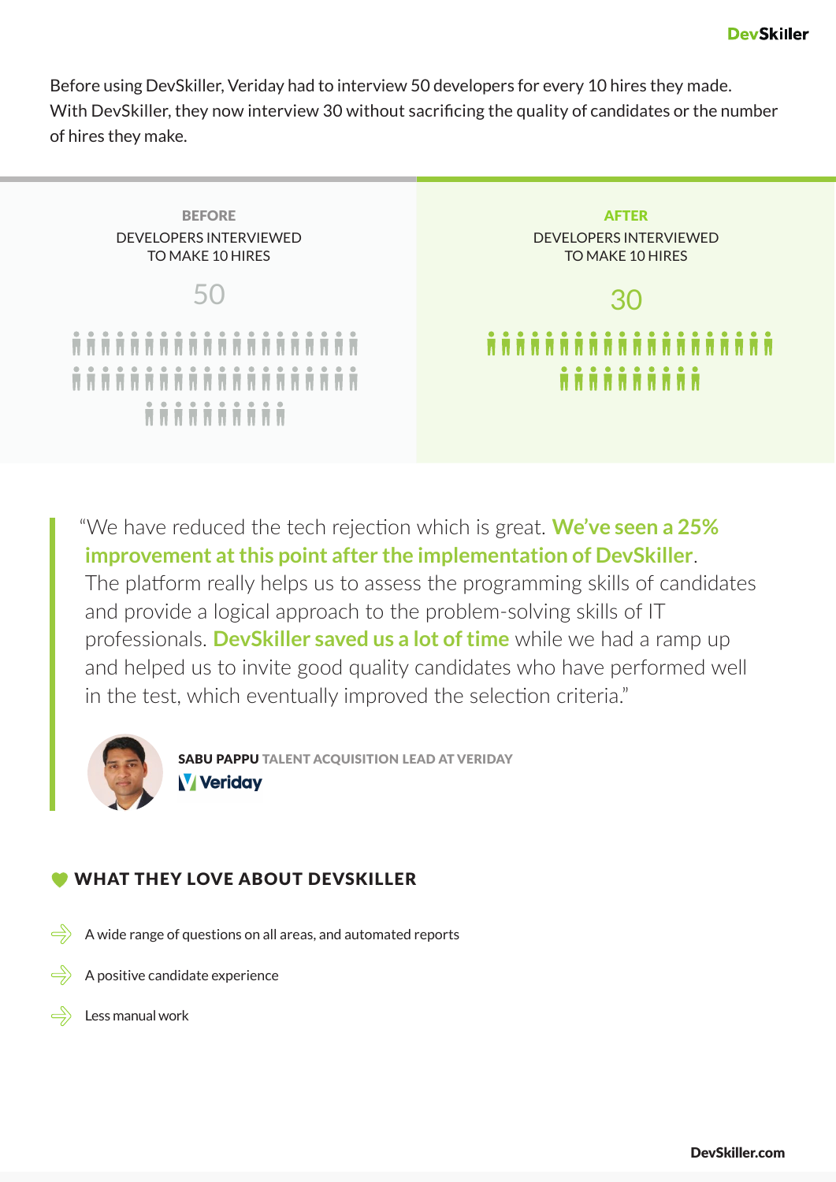Before using DevSkiller, Veriday had to interview 50 developers for every 10 hires they made. With DevSkiller, they now interview 30 without sacrificing the quality of candidates or the number of hires they make.

**BEFORE**
DEVELOPERS INTERVIEWED
TO MAKE 10 HIRES

50

**AFTER**
DEVELOPERS INTERVIEWED
TO MAKE 10 HIRES

30

> "We have reduced the tech rejection which is great. **We've seen a 25% improvement at this point after the implementation of DevSkiller**. The platform really helps us to assess the programming skills of candidates and provide a logical approach to the problem-solving skills of IT professionals. **DevSkiller saved us a lot of time** while we had a ramp up and helped us to invite good quality candidates who have performed well in the test, which eventually improved the selection criteria."

**SABU PAPPU** TALENT ACQUISITION LEAD AT VERIDAY

Veriday

## WHAT THEY LOVE ABOUT DEVSKILLER

- A wide range of questions on all areas, and automated reports
- A positive candidate experience
- Less manual work